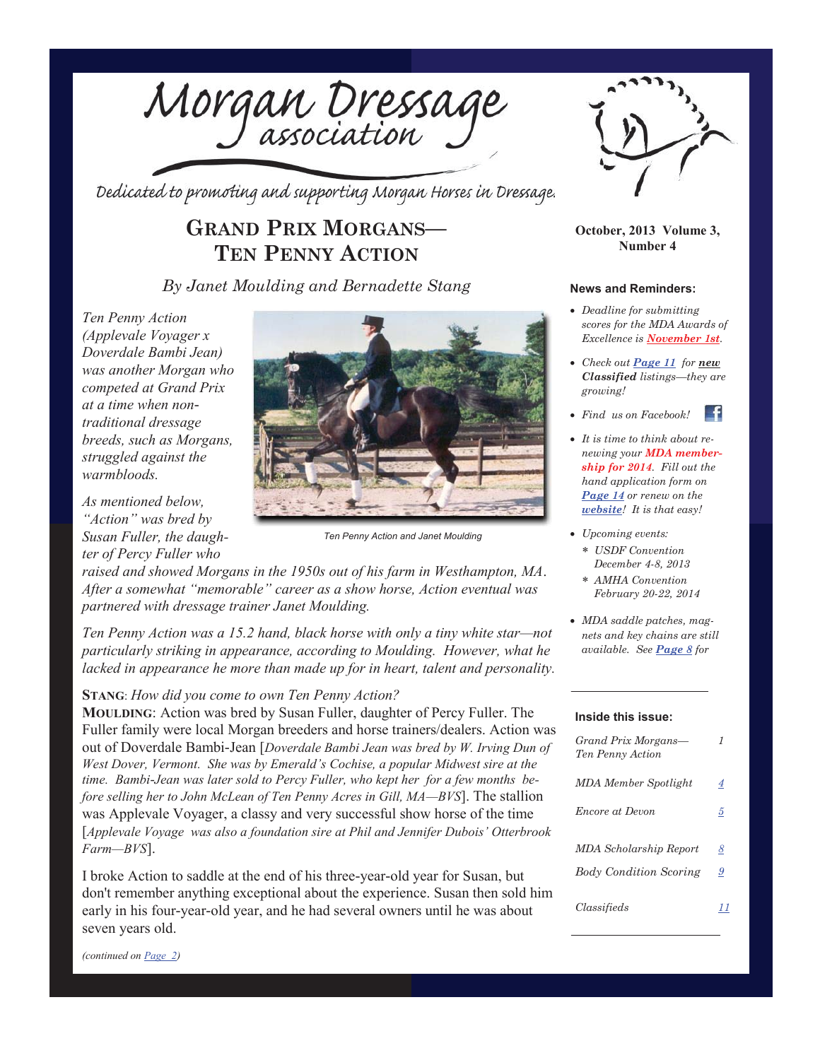# Morgan Dressage association

Dedicated to promoting and supporting Morgan Horses in Dressage.

October, 2013 Volume 3, Number 4

## GRAND PRIX MORGANS— TEN PENNY ACTION

*By Janet Moulding and Bernadette Stang*

*Ten Penny Action (Applevale Voyager x Doverdale Bambi Jean) was another Morgan who competed at Grand Prix at a time when non-traditional dressage breeds, such as Morgans, struggled against the warmbloods.*

*As mentioned below, "Action" was bred by Susan Fuller, the daughter of Percy Fuller who raised and showed Morgans in the 1950s out of his farm in Westhampton, MA. After a somewhat "memorable" career as a show horse, Action eventual was partnered with dressage trainer Janet Moulding.*

Ten Penny Action and Janet Moulding

*Ten Penny Action was a 15.2 hand, black horse with only a tiny white star—not particularly striking in appearance, according to Moulding. However, what he lacked in appearance he more than made up for in heart, talent and personality.*

**STANG**: *How did you come to own Ten Penny Action?*

**MOULDING**: Action was bred by Susan Fuller, daughter of Percy Fuller. The Fuller family were local Morgan breeders and horse trainers/dealers. Action was out of Doverdale Bambi-Jean [*Doverdale Bambi Jean was bred by W. Irving Dun of West Dover, Vermont. She was by Emerald's Cochise, a popular Midwest sire at the time. Bambi-Jean was later sold to Percy Fuller, who kept her for a few months before selling her to John McLean of Ten Penny Acres in Gill, MA—BVS*]. The stallion was Applevale Voyager, a classy and very successful show horse of the time [*Applevale Voyage was also a foundation sire at Phil and Jennifer Dubois' Otterbrook Farm—BVS*].

I broke Action to saddle at the end of his three-year-old year for Susan, but don't remember anything exceptional about the experience. Susan then sold him early in his four-year-old year, and he had several owners until he was about seven years old.

*(continued on Page 2)*

### News and Reminders:

- *Deadline for submitting scores for the MDA Awards of Excellence is **November 1st**.*
- *Check out **Page 11** for **new Classified** listings—they are growing!*
- *Find us on Facebook!*
- *It is time to think about renewing your **MDA membership for 2014**. Fill out the hand application form on **Page 14** or renew on the **website**! It is that easy!*
- *Upcoming events:*
  - *USDF Convention December 4-8, 2013*
  - *AMHA Convention February 20-22, 2014*
- *MDA saddle patches, magnets and key chains are still available. See **Page 8** for*

### Inside this issue:

| | |
|---|---|
| Grand Prix Morgans—Ten Penny Action | 1 |
| MDA Member Spotlight | 4 |
| Encore at Devon | 5 |
| MDA Scholarship Report | 8 |
| Body Condition Scoring | 9 |
| Classifieds | 11 |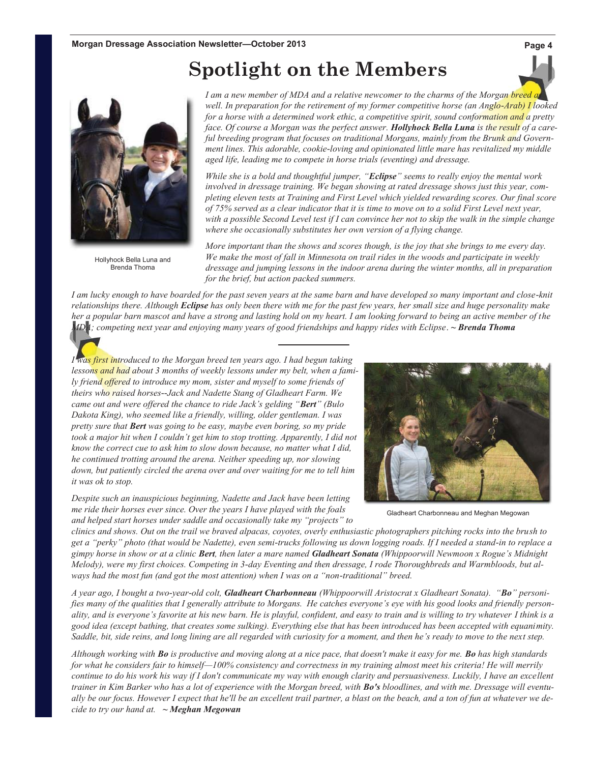# Spotlight on the Members

*I am a new member of MDA and a relative newcomer to the charms of the Morgan breed as well. In preparation for the retirement of my former competitive horse (an Anglo-Arab) I looked for a horse with a determined work ethic, a competitive spirit, sound conformation and a pretty face. Of course a Morgan was the perfect answer.* ***Hollyhock Bella Luna*** *is the result of a careful breeding program that focuses on traditional Morgans, mainly from the Brunk and Government lines. This adorable, cookie-loving and opinionated little mare has revitalized my middle aged life, leading me to compete in horse trials (eventing) and dressage.*

*While she is a bold and thoughtful jumper, "****Eclipse****" seems to really enjoy the mental work involved in dressage training. We began showing at rated dressage shows just this year, completing eleven tests at Training and First Level which yielded rewarding scores. Our final score of 75% served as a clear indicator that it is time to move on to a solid First Level next year, with a possible Second Level test if I can convince her not to skip the walk in the simple change where she occasionally substitutes her own version of a flying change.*

*More important than the shows and scores though, is the joy that she brings to me every day. We make the most of fall in Minnesota on trail rides in the woods and participate in weekly dressage and jumping lessons in the indoor arena during the winter months, all in preparation for the brief, but action packed summers.*

Hollyhock Bella Luna and Brenda Thoma

*I am lucky enough to have boarded for the past seven years at the same barn and have developed so many important and close-knit relationships there. Although* ***Eclipse*** *has only been there with me for the past few years, her small size and huge personality make her a popular barn mascot and have a strong and lasting hold on my heart. I am looking forward to being an active member of the MDA; competing next year and enjoying many years of good friendships and happy rides with Eclipse*. ***~ Brenda Thoma***

---

*I was first introduced to the Morgan breed ten years ago. I had begun taking lessons and had about 3 months of weekly lessons under my belt, when a family friend offered to introduce my mom, sister and myself to some friends of theirs who raised horses--Jack and Nadette Stang of Gladheart Farm. We came out and were offered the chance to ride Jack's gelding "****Bert****" (Bulo Dakota King), who seemed like a friendly, willing, older gentleman. I was pretty sure that* ***Bert*** *was going to be easy, maybe even boring, so my pride took a major hit when I couldn't get him to stop trotting. Apparently, I did not know the correct cue to ask him to slow down because, no matter what I did, he continued trotting around the arena. Neither speeding up, nor slowing down, but patiently circled the arena over and over waiting for me to tell him it was ok to stop.*

*Despite such an inauspicious beginning, Nadette and Jack have been letting me ride their horses ever since. Over the years I have played with the foals and helped start horses under saddle and occasionally take my "projects" to clinics and shows. Out on the trail we braved alpacas, coyotes, overly enthusiastic photographers pitching rocks into the brush to get a "perky" photo (that would be Nadette), even semi-trucks following us down logging roads. If I needed a stand-in to replace a gimpy horse in show or at a clinic* ***Bert****, then later a mare named* ***Gladheart Sonata*** *(Whippoorwill Newmoon x Rogue's Midnight Melody), were my first choices. Competing in 3-day Eventing and then dressage, I rode Thoroughbreds and Warmbloods, but always had the most fun (and got the most attention) when I was on a "non-traditional" breed.*

Gladheart Charbonneau and Meghan Megowan

*A year ago, I bought a two-year-old colt,* ***Gladheart Charbonneau*** *(Whippoorwill Aristocrat x Gladheart Sonata). "****Bo****" personifies many of the qualities that I generally attribute to Morgans. He catches everyone's eye with his good looks and friendly personality, and is everyone's favorite at his new barn. He is playful, confident, and easy to train and is willing to try whatever I think is a good idea (except bathing, that creates some sulking). Everything else that has been introduced has been accepted with equanimity. Saddle, bit, side reins, and long lining are all regarded with curiosity for a moment, and then he's ready to move to the next step.*

*Although working with* ***Bo*** *is productive and moving along at a nice pace, that doesn't make it easy for me.* ***Bo*** *has high standards for what he considers fair to himself—100% consistency and correctness in my training almost meet his criteria! He will merrily continue to do his work his way if I don't communicate my way with enough clarity and persuasiveness. Luckily, I have an excellent trainer in Kim Barker who has a lot of experience with the Morgan breed, with* ***Bo's*** *bloodlines, and with me. Dressage will eventually be our focus. However I expect that he'll be an excellent trail partner, a blast on the beach, and a ton of fun at whatever we decide to try our hand at.* ***~ Meghan Megowan***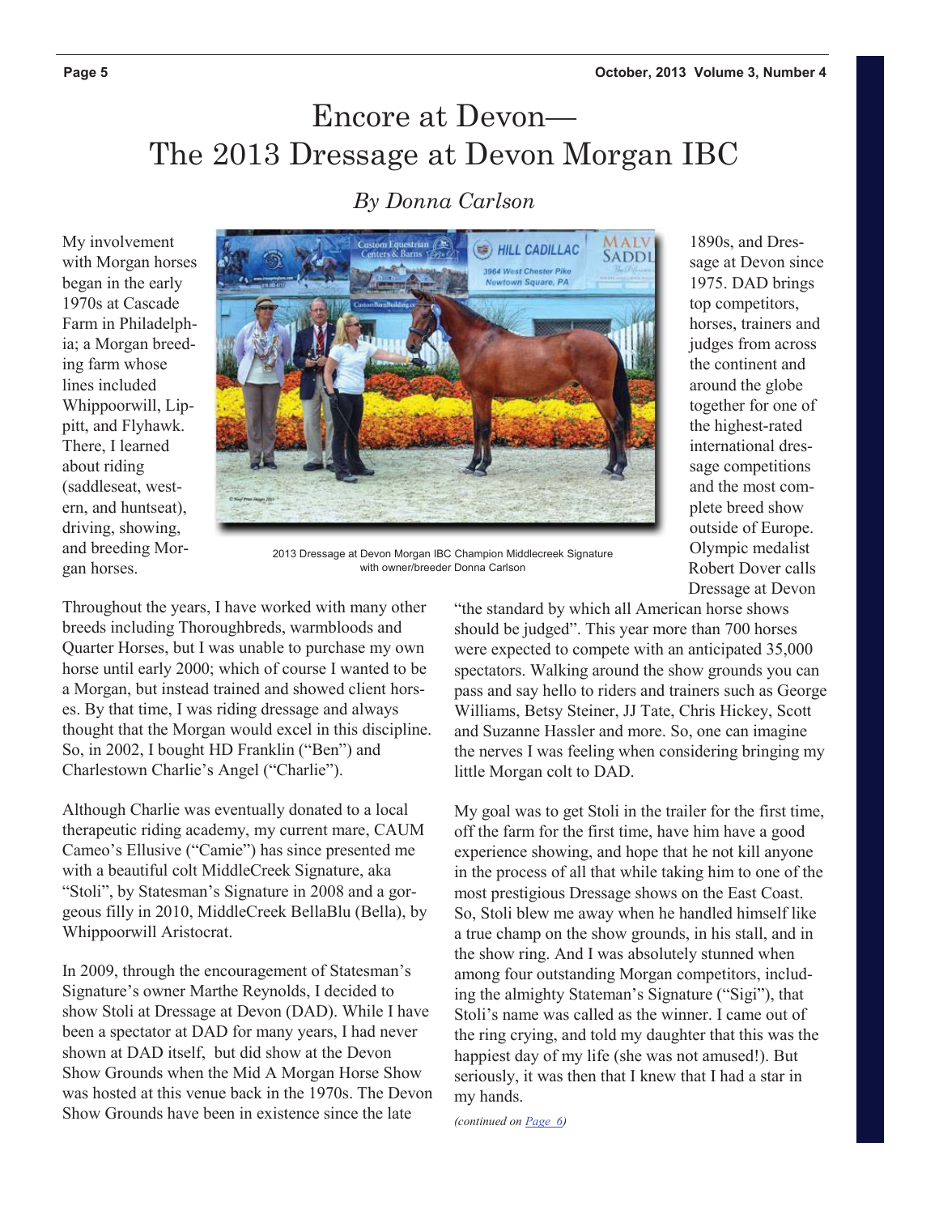# Encore at Devon— The 2013 Dressage at Devon Morgan IBC

*By Donna Carlson*

2013 Dressage at Devon Morgan IBC Champion Middlecreek Signature with owner/breeder Donna Carlson

My involvement with Morgan horses began in the early 1970s at Cascade Farm in Philadelphia; a Morgan breeding farm whose lines included Whippoorwill, Lippitt, and Flyhawk. There, I learned about riding (saddleseat, western, and huntseat), driving, showing, and breeding Morgan horses.

Throughout the years, I have worked with many other breeds including Thoroughbreds, warmbloods and Quarter Horses, but I was unable to purchase my own horse until early 2000; which of course I wanted to be a Morgan, but instead trained and showed client horses. By that time, I was riding dressage and always thought that the Morgan would excel in this discipline. So, in 2002, I bought HD Franklin ("Ben") and Charlestown Charlie's Angel ("Charlie").

Although Charlie was eventually donated to a local therapeutic riding academy, my current mare, CAUM Cameo's Ellusive ("Camie") has since presented me with a beautiful colt MiddleCreek Signature, aka "Stoli", by Statesman's Signature in 2008 and a gorgeous filly in 2010, MiddleCreek BellaBlu (Bella), by Whippoorwill Aristocrat.

In 2009, through the encouragement of Statesman's Signature's owner Marthe Reynolds, I decided to show Stoli at Dressage at Devon (DAD). While I have been a spectator at DAD for many years, I had never shown at DAD itself, but did show at the Devon Show Grounds when the Mid A Morgan Horse Show was hosted at this venue back in the 1970s. The Devon Show Grounds have been in existence since the late 1890s, and Dressage at Devon since 1975. DAD brings top competitors, horses, trainers and judges from across the continent and around the globe together for one of the highest-rated international dressage competitions and the most complete breed show outside of Europe. Olympic medalist Robert Dover calls Dressage at Devon "the standard by which all American horse shows should be judged". This year more than 700 horses were expected to compete with an anticipated 35,000 spectators. Walking around the show grounds you can pass and say hello to riders and trainers such as George Williams, Betsy Steiner, JJ Tate, Chris Hickey, Scott and Suzanne Hassler and more. So, one can imagine the nerves I was feeling when considering bringing my little Morgan colt to DAD.

My goal was to get Stoli in the trailer for the first time, off the farm for the first time, have him have a good experience showing, and hope that he not kill anyone in the process of all that while taking him to one of the most prestigious Dressage shows on the East Coast. So, Stoli blew me away when he handled himself like a true champ on the show grounds, in his stall, and in the show ring. And I was absolutely stunned when among four outstanding Morgan competitors, including the almighty Stateman's Signature ("Sigi"), that Stoli's name was called as the winner. I came out of the ring crying, and told my daughter that this was the happiest day of my life (she was not amused!). But seriously, it was then that I knew that I had a star in my hands.

*(continued on Page 6)*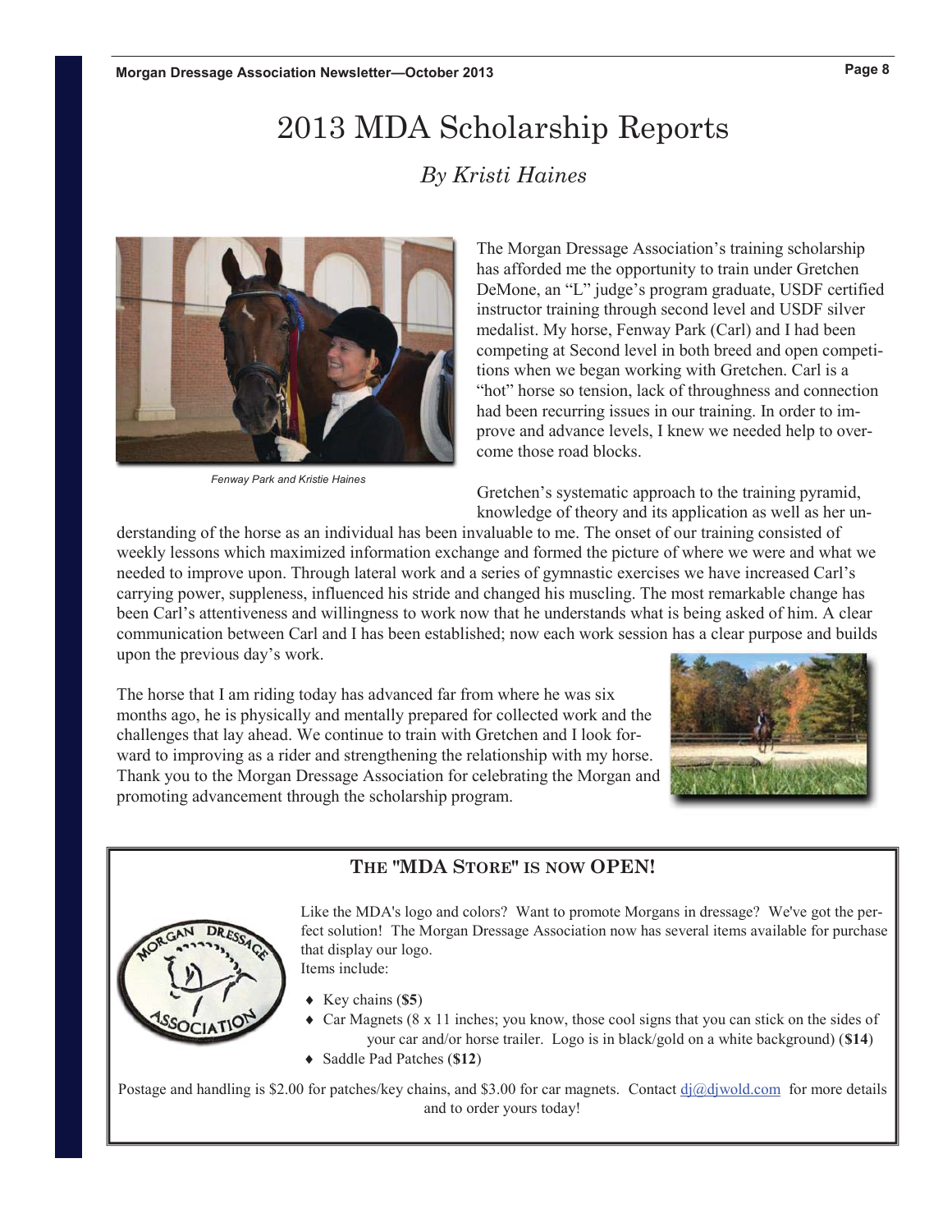# 2013 MDA Scholarship Reports

*By Kristi Haines*

Fenway Park and Kristie Haines

The Morgan Dressage Association's training scholarship has afforded me the opportunity to train under Gretchen DeMone, an "L" judge's program graduate, USDF certified instructor training through second level and USDF silver medalist. My horse, Fenway Park (Carl) and I had been competing at Second level in both breed and open competitions when we began working with Gretchen. Carl is a "hot" horse so tension, lack of throughness and connection had been recurring issues in our training. In order to improve and advance levels, I knew we needed help to overcome those road blocks.

Gretchen's systematic approach to the training pyramid, knowledge of theory and its application as well as her understanding of the horse as an individual has been invaluable to me. The onset of our training consisted of weekly lessons which maximized information exchange and formed the picture of where we were and what we needed to improve upon. Through lateral work and a series of gymnastic exercises we have increased Carl's carrying power, suppleness, influenced his stride and changed his muscling. The most remarkable change has been Carl's attentiveness and willingness to work now that he understands what is being asked of him. A clear communication between Carl and I has been established; now each work session has a clear purpose and builds upon the previous day's work.

The horse that I am riding today has advanced far from where he was six months ago, he is physically and mentally prepared for collected work and the challenges that lay ahead. We continue to train with Gretchen and I look forward to improving as a rider and strengthening the relationship with my horse. Thank you to the Morgan Dressage Association for celebrating the Morgan and promoting advancement through the scholarship program.

---

## THE "MDA STORE" IS NOW OPEN!

Like the MDA's logo and colors? Want to promote Morgans in dressage? We've got the perfect solution! The Morgan Dressage Association now has several items available for purchase that display our logo.

Items include:

- Key chains (**$5**)
- Car Magnets (8 x 11 inches; you know, those cool signs that you can stick on the sides of your car and/or horse trailer. Logo is in black/gold on a white background) (**$14**)
- Saddle Pad Patches (**$12**)

Postage and handling is $2.00 for patches/key chains, and $3.00 for car magnets. Contact dj@djwold.com for more details and to order yours today!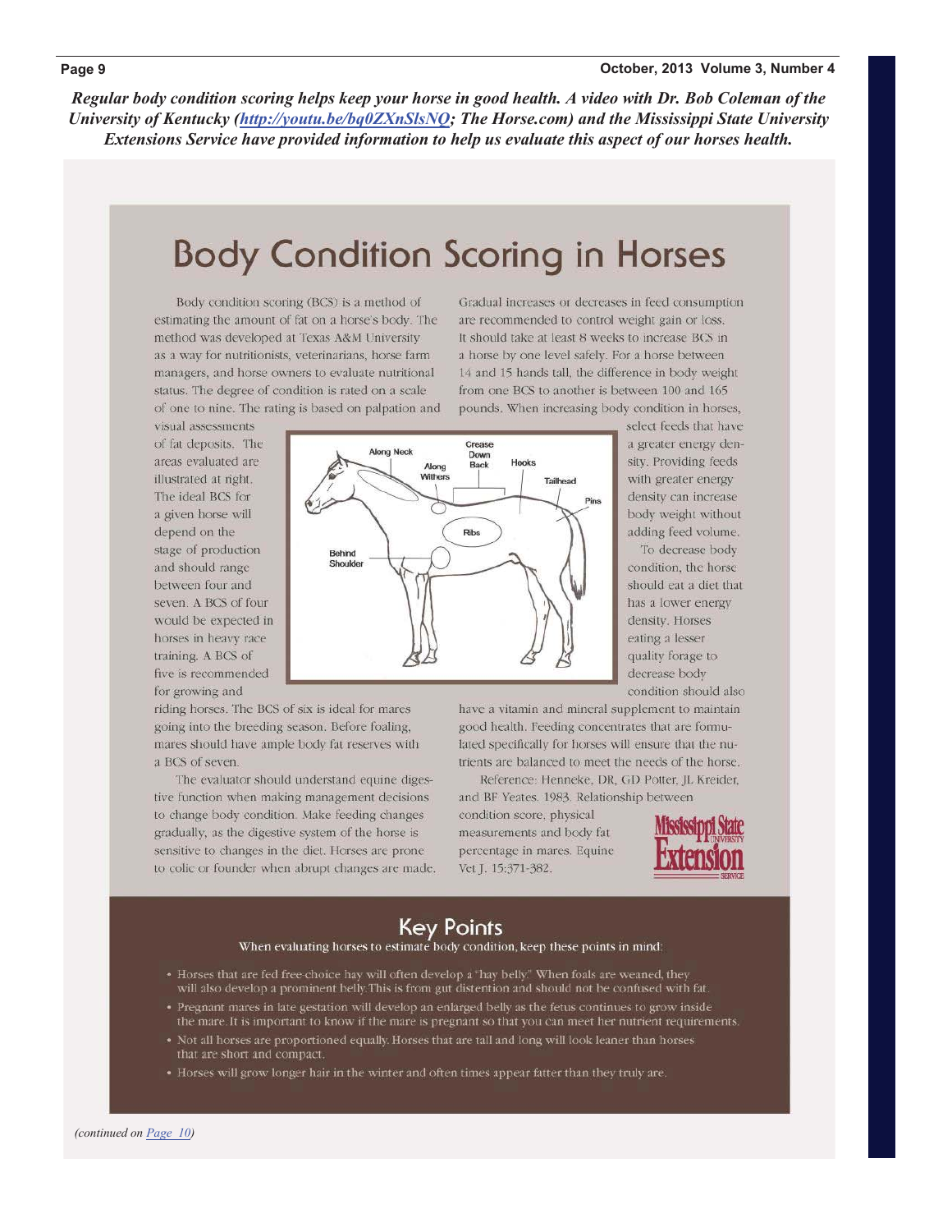***Regular body condition scoring helps keep your horse in good health. A video with Dr. Bob Coleman of the University of Kentucky ([http://youtu.be/bq0ZXnSlsNQ](http://youtu.be/bq0ZXnSlsNQ); The Horse.com) and the Mississippi State University Extensions Service have provided information to help us evaluate this aspect of our horses health.***

# Body Condition Scoring in Horses

Body condition scoring (BCS) is a method of estimating the amount of fat on a horse's body. The method was developed at Texas A&M University as a way for nutritionists, veterinarians, horse farm managers, and horse owners to evaluate nutritional status. The degree of condition is rated on a scale of one to nine. The rating is based on palpation and visual assessments of fat deposits. The areas evaluated are illustrated at right. The ideal BCS for a given horse will depend on the stage of production and should range between four and seven. A BCS of four would be expected in horses in heavy race training. A BCS of five is recommended for growing and riding horses. The BCS of six is ideal for mares going into the breeding season. Before foaling, mares should have ample body fat reserves with a BCS of seven.

The evaluator should understand equine digestive function when making management decisions to change body condition. Make feeding changes gradually, as the digestive system of the horse is sensitive to changes in the diet. Horses are prone to colic or founder when abrupt changes are made.

Along Neck
Along Withers
Crease Down Back
Hooks
Tailhead
Pins
Ribs
Behind Shoulder

Gradual increases or decreases in feed consumption are recommended to control weight gain or loss. It should take at least 8 weeks to increase BCS in a horse by one level safely. For a horse between 14 and 15 hands tall, the difference in body weight from one BCS to another is between 100 and 165 pounds. When increasing body condition in horses, select feeds that have a greater energy density. Providing feeds with greater energy density can increase body weight without adding feed volume.

To decrease body condition, the horse should eat a diet that has a lower energy density. Horses eating a lesser quality forage to decrease body condition should also have a vitamin and mineral supplement to maintain good health. Feeding concentrates that are formulated specifically for horses will ensure that the nutrients are balanced to meet the needs of the horse.

Reference: Henneke, DR, GD Potter, JL Kreider, and BF Yeates. 1983. Relationship between condition score, physical measurements and body fat percentage in mares. Equine Vet J. 15:371-382.

Mississippi State University Extension Service

## Key Points

When evaluating horses to estimate body condition, keep these points in mind:

- Horses that are fed free-choice hay will often develop a "hay belly." When foals are weaned, they will also develop a prominent belly. This is from gut distention and should not be confused with fat.
- Pregnant mares in late gestation will develop an enlarged belly as the fetus continues to grow inside the mare. It is important to know if the mare is pregnant so that you can meet her nutrient requirements.
- Not all horses are proportioned equally. Horses that are tall and long will look leaner than horses that are short and compact.
- Horses will grow longer hair in the winter and often times appear fatter than they truly are.

*(continued on [Page 10](#))*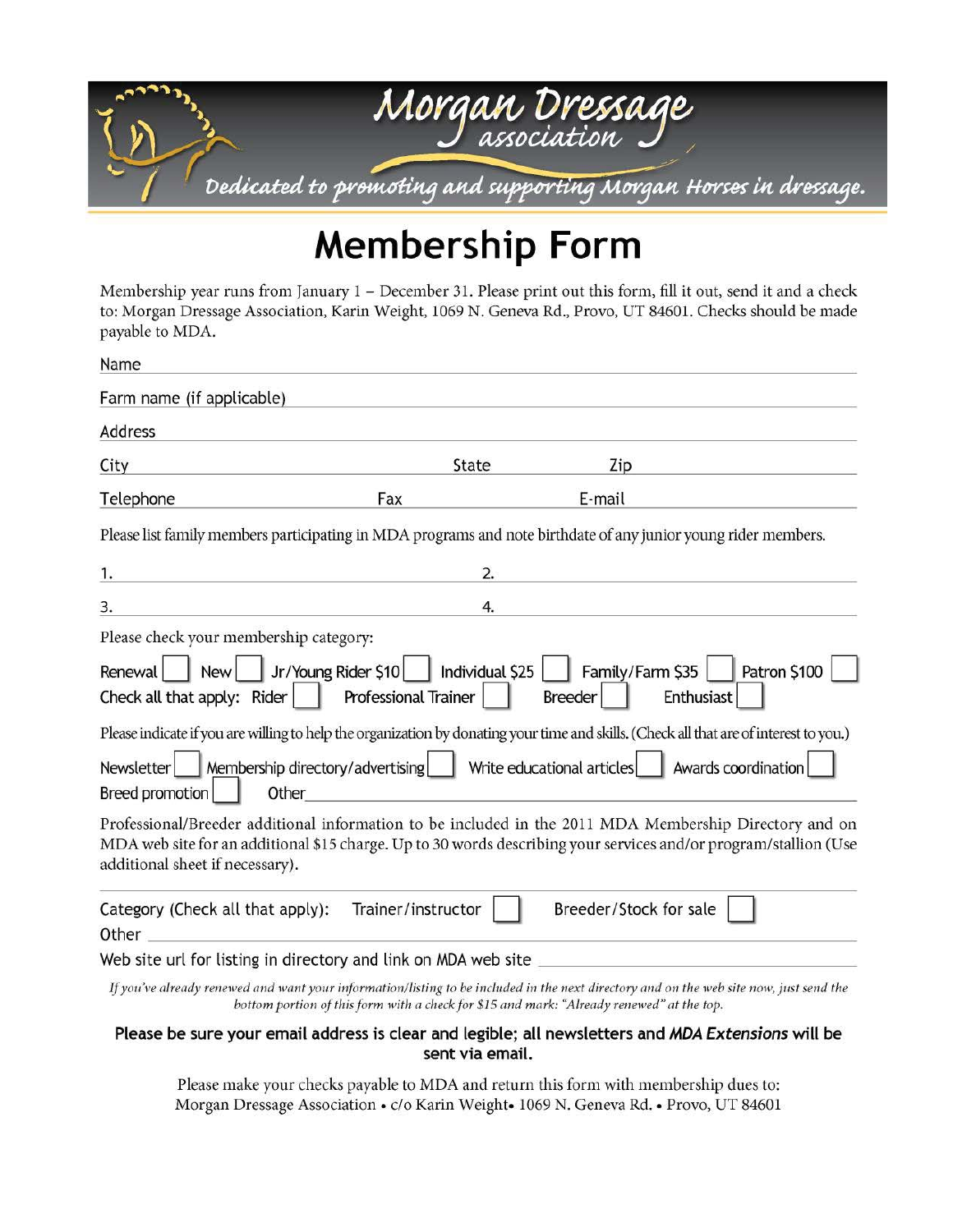# Morgan Dressage association

*Dedicated to promoting and supporting Morgan Horses in dressage.*

# Membership Form

Membership year runs from January 1 – December 31. Please print out this form, fill it out, send it and a check to: Morgan Dressage Association, Karin Weight, 1069 N. Geneva Rd., Provo, UT 84601. Checks should be made payable to MDA.

Name ______________________________

Farm name (if applicable) ______________________________

Address ______________________________

City ______________ State ______________ Zip ______________

Telephone ______________ Fax ______________ E-mail ______________

Please list family members participating in MDA programs and note birthdate of any junior young rider members.

1. ______________ 2. ______________

3. ______________ 4. ______________

Please check your membership category:

Renewal ☐ New ☐ Jr/Young Rider $10 ☐ Individual $25 ☐ Family/Farm $35 ☐ Patron $100 ☐

Check all that apply: Rider ☐ Professional Trainer ☐ Breeder ☐ Enthusiast ☐

Please indicate if you are willing to help the organization by donating your time and skills. (Check all that are of interest to you.)

Newsletter ☐ Membership directory/advertising ☐ Write educational articles ☐ Awards coordination ☐

Breed promotion ☐ Other ______________

Professional/Breeder additional information to be included in the 2011 MDA Membership Directory and on MDA web site for an additional $15 charge. Up to 30 words describing your services and/or program/stallion (Use additional sheet if necessary).

Category (Check all that apply): Trainer/instructor ☐ Breeder/Stock for sale ☐

Other ______________

Web site url for listing in directory and link on MDA web site ______________

*If you've already renewed and want your information/listing to be included in the next directory and on the web site now, just send the bottom portion of this form with a check for $15 and mark: "Already renewed" at the top.*

**Please be sure your email address is clear and legible; all newsletters and *MDA Extensions* will be sent via email.**

Please make your checks payable to MDA and return this form with membership dues to:
Morgan Dressage Association • c/o Karin Weight• 1069 N. Geneva Rd. • Provo, UT 84601